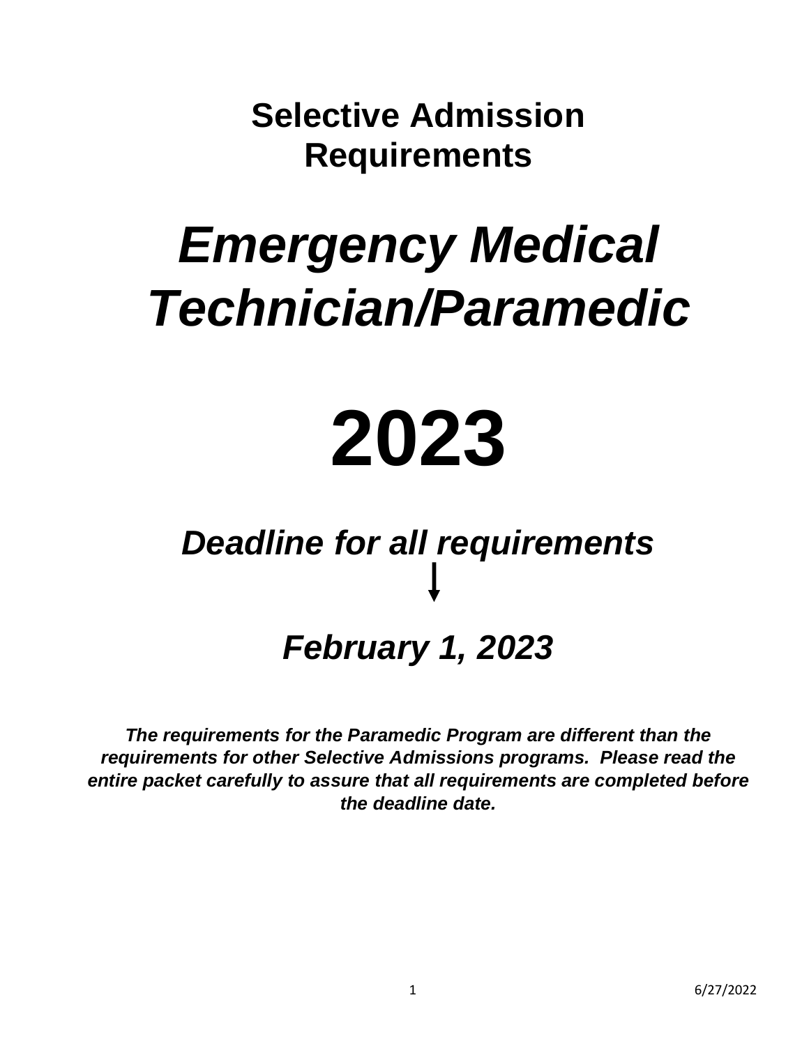# Selective Admission Requirements

# *Emergency Medical Technician/Paramedic*

# 2023

## *Deadline for all requirements*

↓

## *February 1, 2023*

***The requirements for the Paramedic Program are different than the requirements for other Selective Admissions programs. Please read the entire packet carefully to assure that all requirements are completed before the deadline date.***

6/27/2022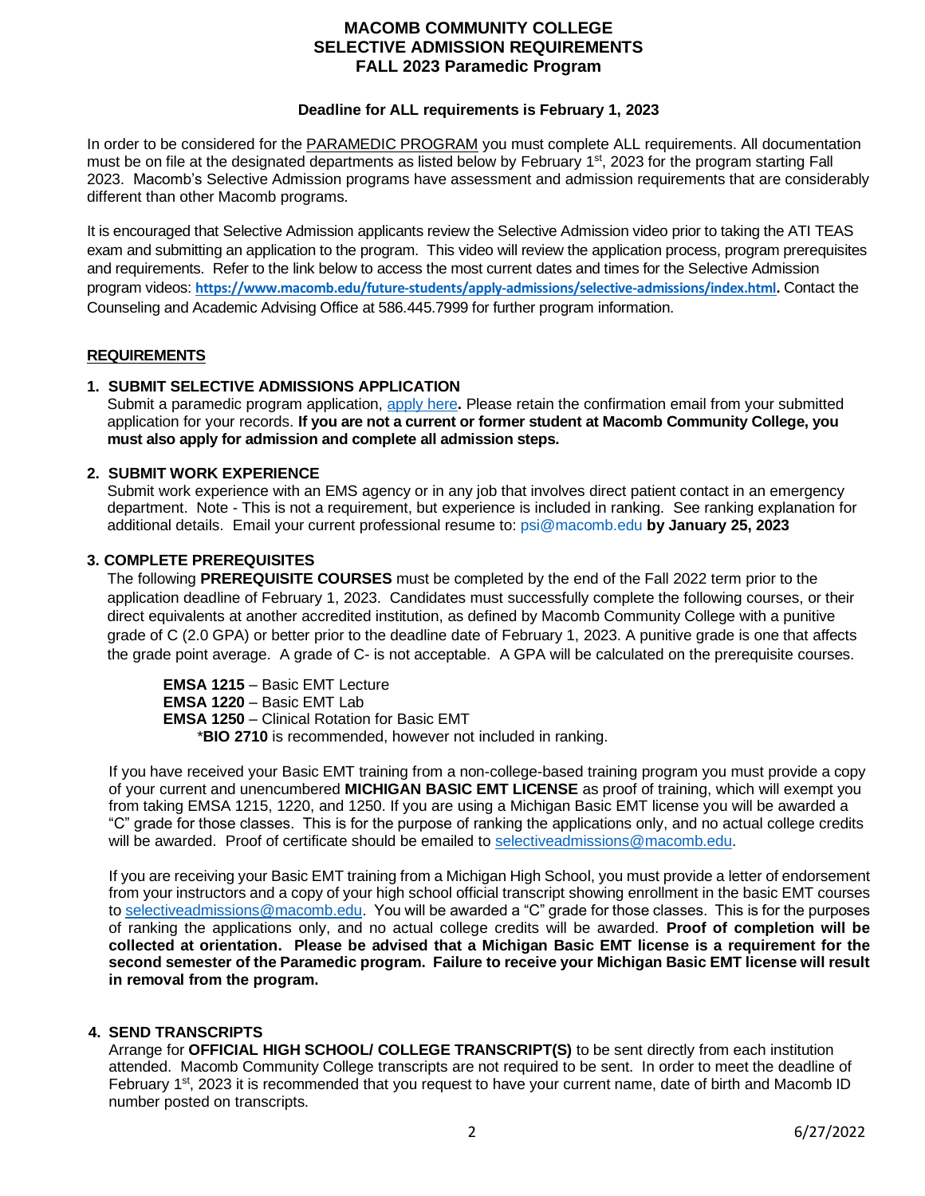# MACOMB COMMUNITY COLLEGE
# SELECTIVE ADMISSION REQUIREMENTS
# FALL 2023 Paramedic Program

**Deadline for ALL requirements is February 1, 2023**

In order to be considered for the PARAMEDIC PROGRAM you must complete ALL requirements. All documentation must be on file at the designated departments as listed below by February 1st, 2023 for the program starting Fall 2023. Macomb's Selective Admission programs have assessment and admission requirements that are considerably different than other Macomb programs.

It is encouraged that Selective Admission applicants review the Selective Admission video prior to taking the ATI TEAS exam and submitting an application to the program. This video will review the application process, program prerequisites and requirements. Refer to the link below to access the most current dates and times for the Selective Admission program videos: **https://www.macomb.edu/future-students/apply-admissions/selective-admissions/index.html.** Contact the Counseling and Academic Advising Office at 586.445.7999 for further program information.

## REQUIREMENTS

### 1. SUBMIT SELECTIVE ADMISSIONS APPLICATION

Submit a paramedic program application, apply here**.** Please retain the confirmation email from your submitted application for your records. **If you are not a current or former student at Macomb Community College, you must also apply for admission and complete all admission steps.**

### 2. SUBMIT WORK EXPERIENCE

Submit work experience with an EMS agency or in any job that involves direct patient contact in an emergency department. Note - This is not a requirement, but experience is included in ranking. See ranking explanation for additional details. Email your current professional resume to: psi@macomb.edu **by January 25, 2023**

### 3. COMPLETE PREREQUISITES

The following **PREREQUISITE COURSES** must be completed by the end of the Fall 2022 term prior to the application deadline of February 1, 2023. Candidates must successfully complete the following courses, or their direct equivalents at another accredited institution, as defined by Macomb Community College with a punitive grade of C (2.0 GPA) or better prior to the deadline date of February 1, 2023. A punitive grade is one that affects the grade point average. A grade of C- is not acceptable. A GPA will be calculated on the prerequisite courses.

**EMSA 1215** – Basic EMT Lecture
**EMSA 1220** – Basic EMT Lab
**EMSA 1250** – Clinical Rotation for Basic EMT
*__BIO 2710__ is recommended, however not included in ranking.

If you have received your Basic EMT training from a non-college-based training program you must provide a copy of your current and unencumbered **MICHIGAN BASIC EMT LICENSE** as proof of training, which will exempt you from taking EMSA 1215, 1220, and 1250. If you are using a Michigan Basic EMT license you will be awarded a "C" grade for those classes. This is for the purpose of ranking the applications only, and no actual college credits will be awarded. Proof of certificate should be emailed to selectiveadmissions@macomb.edu.

If you are receiving your Basic EMT training from a Michigan High School, you must provide a letter of endorsement from your instructors and a copy of your high school official transcript showing enrollment in the basic EMT courses to selectiveadmissions@macomb.edu. You will be awarded a "C" grade for those classes. This is for the purposes of ranking the applications only, and no actual college credits will be awarded. **Proof of completion will be collected at orientation. Please be advised that a Michigan Basic EMT license is a requirement for the second semester of the Paramedic program. Failure to receive your Michigan Basic EMT license will result in removal from the program.**

### 4. SEND TRANSCRIPTS

Arrange for **OFFICIAL HIGH SCHOOL/ COLLEGE TRANSCRIPT(S)** to be sent directly from each institution attended. Macomb Community College transcripts are not required to be sent. In order to meet the deadline of February 1st, 2023 it is recommended that you request to have your current name, date of birth and Macomb ID number posted on transcripts.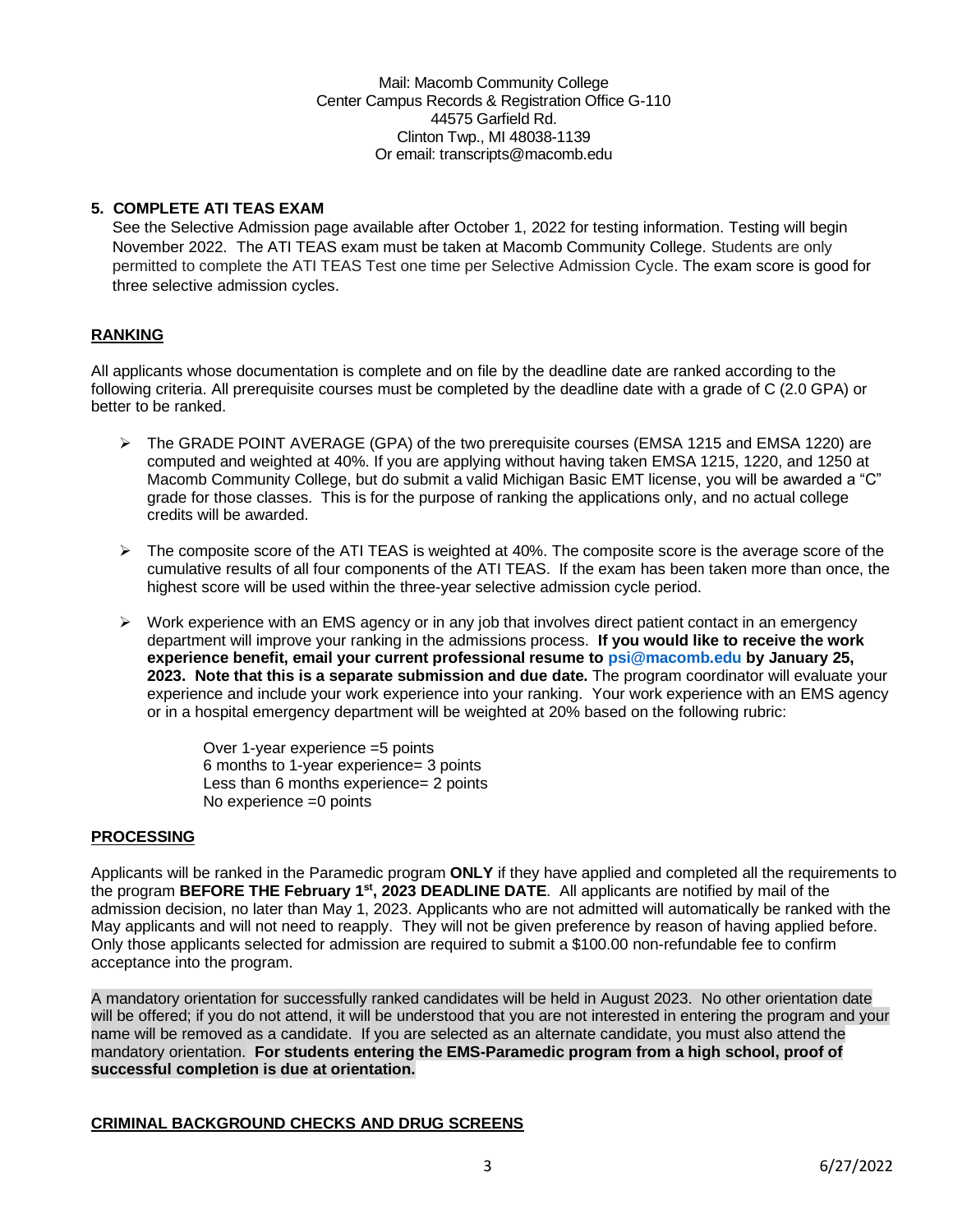Mail: Macomb Community College
Center Campus Records & Registration Office G-110
44575 Garfield Rd.
Clinton Twp., MI 48038-1139
Or email: transcripts@macomb.edu

### 5. COMPLETE ATI TEAS EXAM

See the Selective Admission page available after October 1, 2022 for testing information. Testing will begin November 2022. The ATI TEAS exam must be taken at Macomb Community College. Students are only permitted to complete the ATI TEAS Test one time per Selective Admission Cycle. The exam score is good for three selective admission cycles.

## RANKING

All applicants whose documentation is complete and on file by the deadline date are ranked according to the following criteria. All prerequisite courses must be completed by the deadline date with a grade of C (2.0 GPA) or better to be ranked.

- The GRADE POINT AVERAGE (GPA) of the two prerequisite courses (EMSA 1215 and EMSA 1220) are computed and weighted at 40%. If you are applying without having taken EMSA 1215, 1220, and 1250 at Macomb Community College, but do submit a valid Michigan Basic EMT license, you will be awarded a "C" grade for those classes. This is for the purpose of ranking the applications only, and no actual college credits will be awarded.

- The composite score of the ATI TEAS is weighted at 40%. The composite score is the average score of the cumulative results of all four components of the ATI TEAS. If the exam has been taken more than once, the highest score will be used within the three-year selective admission cycle period.

- Work experience with an EMS agency or in any job that involves direct patient contact in an emergency department will improve your ranking in the admissions process. **If you would like to receive the work experience benefit, email your current professional resume to psi@macomb.edu by January 25, 2023. Note that this is a separate submission and due date.** The program coordinator will evaluate your experience and include your work experience into your ranking. Your work experience with an EMS agency or in a hospital emergency department will be weighted at 20% based on the following rubric:

  Over 1-year experience =5 points
  6 months to 1-year experience= 3 points
  Less than 6 months experience= 2 points
  No experience =0 points

## PROCESSING

Applicants will be ranked in the Paramedic program **ONLY** if they have applied and completed all the requirements to the program **BEFORE THE February 1st, 2023 DEADLINE DATE**. All applicants are notified by mail of the admission decision, no later than May 1, 2023. Applicants who are not admitted will automatically be ranked with the May applicants and will not need to reapply. They will not be given preference by reason of having applied before. Only those applicants selected for admission are required to submit a $100.00 non-refundable fee to confirm acceptance into the program.

A mandatory orientation for successfully ranked candidates will be held in August 2023. No other orientation date will be offered; if you do not attend, it will be understood that you are not interested in entering the program and your name will be removed as a candidate. If you are selected as an alternate candidate, you must also attend the mandatory orientation. **For students entering the EMS-Paramedic program from a high school, proof of successful completion is due at orientation.**

## CRIMINAL BACKGROUND CHECKS AND DRUG SCREENS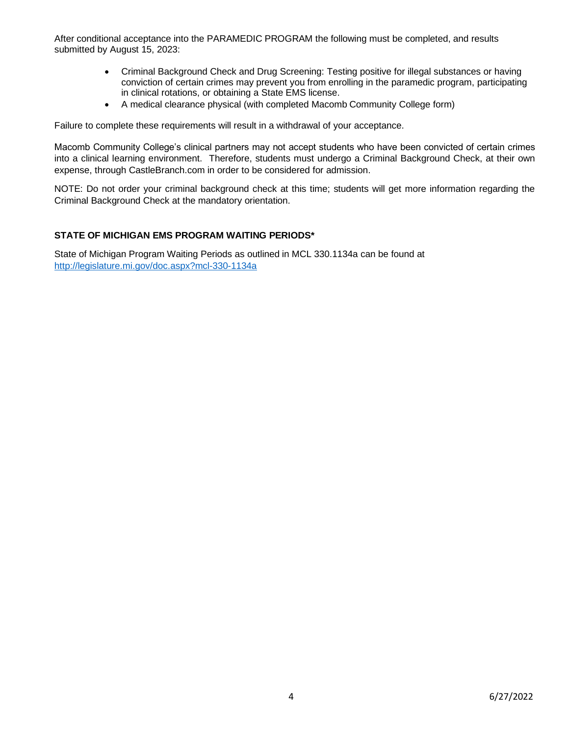After conditional acceptance into the PARAMEDIC PROGRAM the following must be completed, and results submitted by August 15, 2023:

- Criminal Background Check and Drug Screening: Testing positive for illegal substances or having conviction of certain crimes may prevent you from enrolling in the paramedic program, participating in clinical rotations, or obtaining a State EMS license.
- A medical clearance physical (with completed Macomb Community College form)

Failure to complete these requirements will result in a withdrawal of your acceptance.

Macomb Community College's clinical partners may not accept students who have been convicted of certain crimes into a clinical learning environment. Therefore, students must undergo a Criminal Background Check, at their own expense, through CastleBranch.com in order to be considered for admission.

NOTE: Do not order your criminal background check at this time; students will get more information regarding the Criminal Background Check at the mandatory orientation.

**STATE OF MICHIGAN EMS PROGRAM WAITING PERIODS***

State of Michigan Program Waiting Periods as outlined in MCL 330.1134a can be found at http://legislature.mi.gov/doc.aspx?mcl-330-1134a